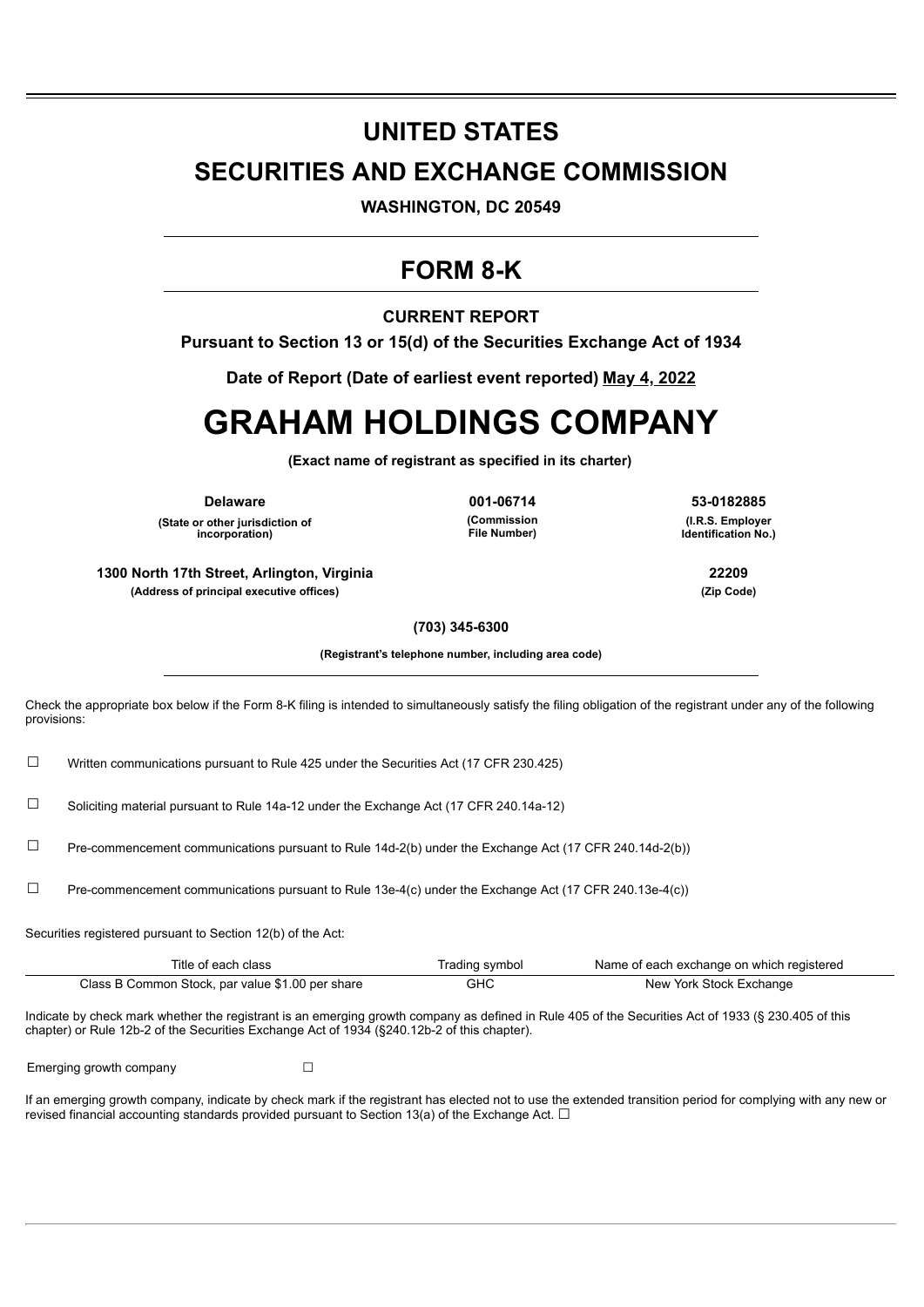# UNITED STATES

# SECURITIES AND EXCHANGE COMMISSION

**WASHINGTON, DC 20549**

# FORM 8-K

**CURRENT REPORT**

**Pursuant to Section 13 or 15(d) of the Securities Exchange Act of 1934**

**Date of Report (Date of earliest event reported) May 4, 2022**

# GRAHAM HOLDINGS COMPANY

**(Exact name of registrant as specified in its charter)**

| Delaware | 001-06714 | 53-0182885 |
|---|---|---|
| (State or other jurisdiction of incorporation) | (Commission File Number) | (I.R.S. Employer Identification No.) |

| 1300 North 17th Street, Arlington, Virginia | 22209 |
|---|---|
| (Address of principal executive offices) | (Zip Code) |

**(703) 345-6300**

**(Registrant's telephone number, including area code)**

Check the appropriate box below if the Form 8-K filing is intended to simultaneously satisfy the filing obligation of the registrant under any of the following provisions:

☐ Written communications pursuant to Rule 425 under the Securities Act (17 CFR 230.425)

☐ Soliciting material pursuant to Rule 14a-12 under the Exchange Act (17 CFR 240.14a-12)

☐ Pre-commencement communications pursuant to Rule 14d-2(b) under the Exchange Act (17 CFR 240.14d-2(b))

☐ Pre-commencement communications pursuant to Rule 13e-4(c) under the Exchange Act (17 CFR 240.13e-4(c))

Securities registered pursuant to Section 12(b) of the Act:

| Title of each class | Trading symbol | Name of each exchange on which registered |
|---|---|---|
| Class B Common Stock, par value $1.00 per share | GHC | New York Stock Exchange |

Indicate by check mark whether the registrant is an emerging growth company as defined in Rule 405 of the Securities Act of 1933 (§ 230.405 of this chapter) or Rule 12b-2 of the Securities Exchange Act of 1934 (§240.12b-2 of this chapter).

Emerging growth company ☐

If an emerging growth company, indicate by check mark if the registrant has elected not to use the extended transition period for complying with any new or revised financial accounting standards provided pursuant to Section 13(a) of the Exchange Act. ☐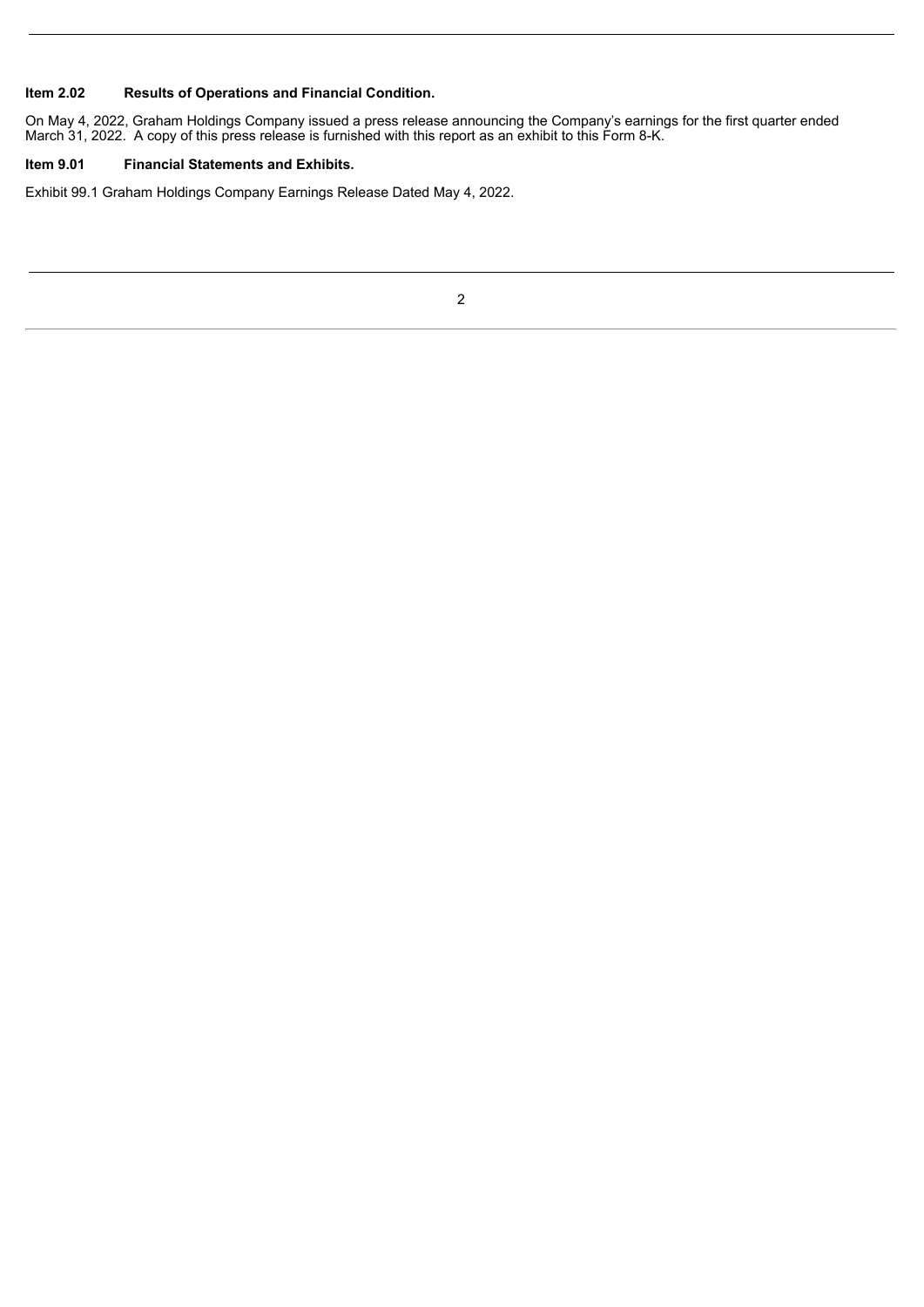**Item 2.02 Results of Operations and Financial Condition.**

On May 4, 2022, Graham Holdings Company issued a press release announcing the Company's earnings for the first quarter ended March 31, 2022. A copy of this press release is furnished with this report as an exhibit to this Form 8-K.

**Item 9.01 Financial Statements and Exhibits.**

Exhibit 99.1 Graham Holdings Company Earnings Release Dated May 4, 2022.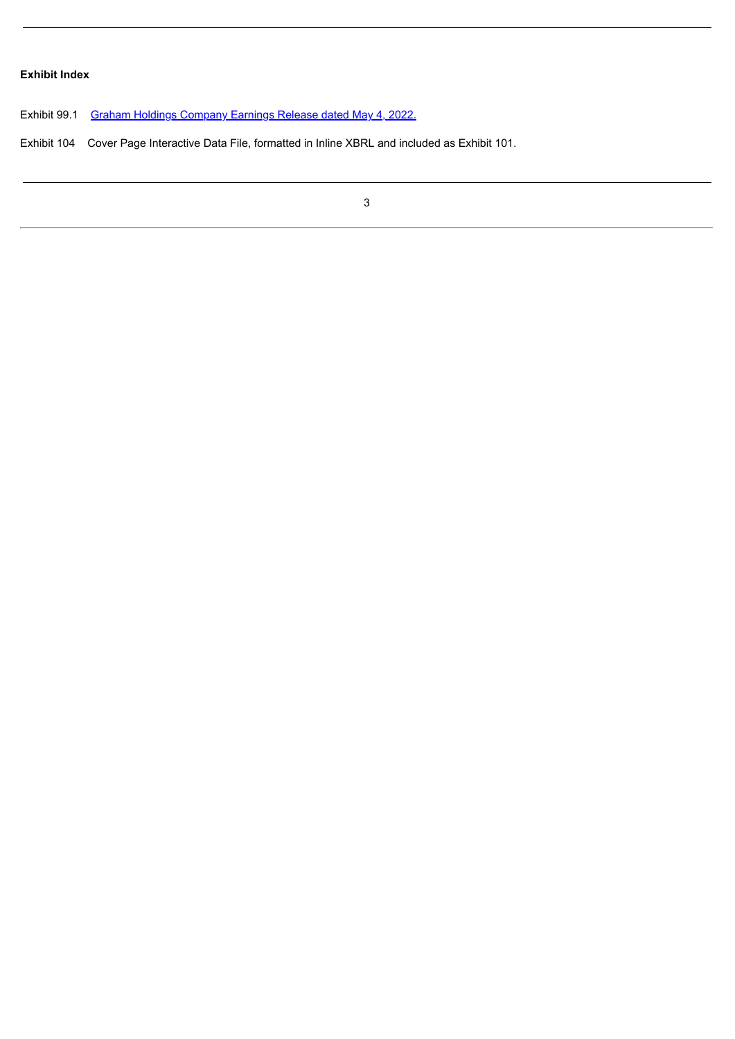**Exhibit Index**

Exhibit 99.1 Graham Holdings Company Earnings Release dated May 4, 2022.

Exhibit 104 Cover Page Interactive Data File, formatted in Inline XBRL and included as Exhibit 101.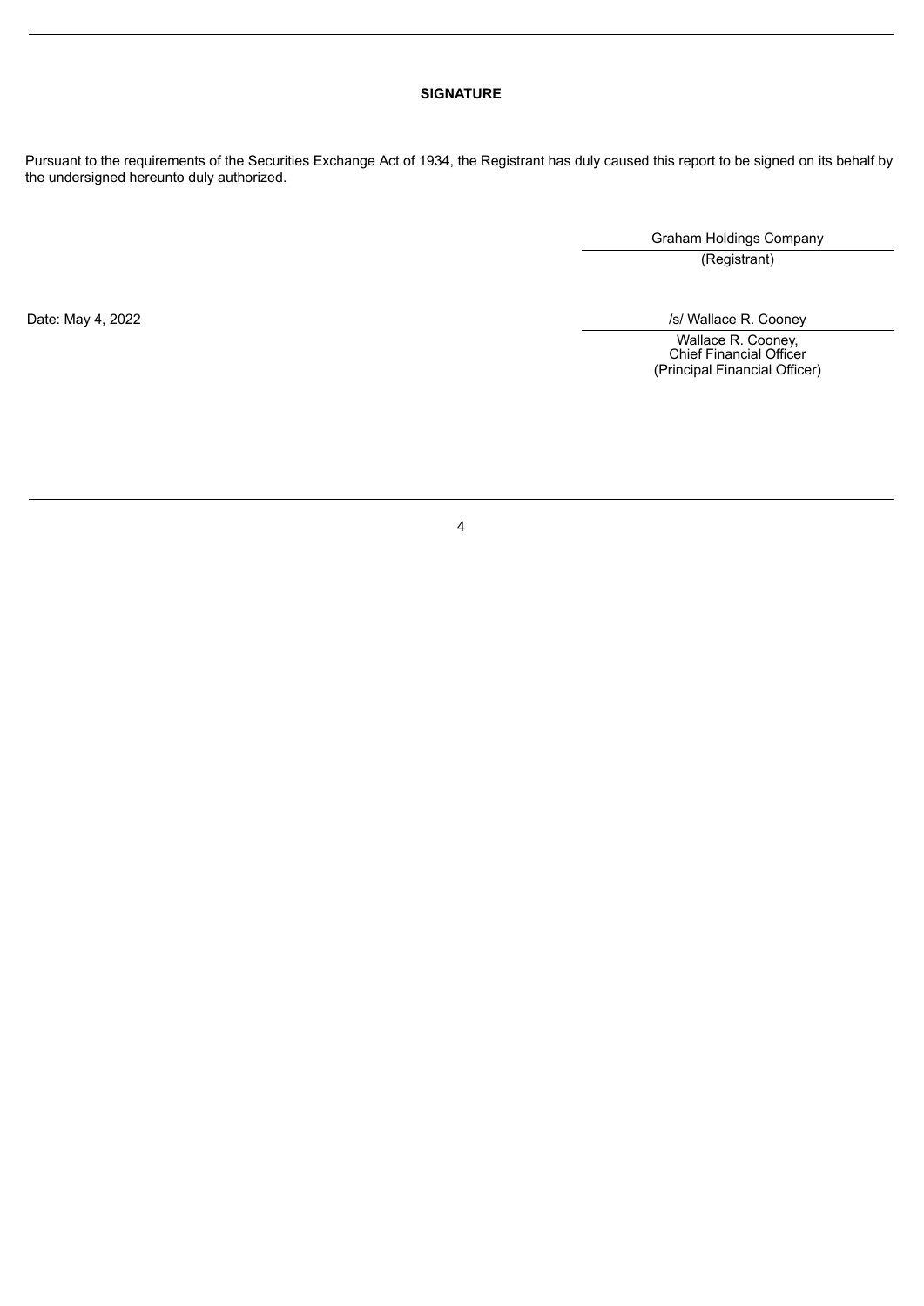**SIGNATURE**

Pursuant to the requirements of the Securities Exchange Act of 1934, the Registrant has duly caused this report to be signed on its behalf by the undersigned hereunto duly authorized.

Graham Holdings Company
(Registrant)

Date: May 4, 2022

/s/ Wallace R. Cooney

Wallace R. Cooney,
Chief Financial Officer
(Principal Financial Officer)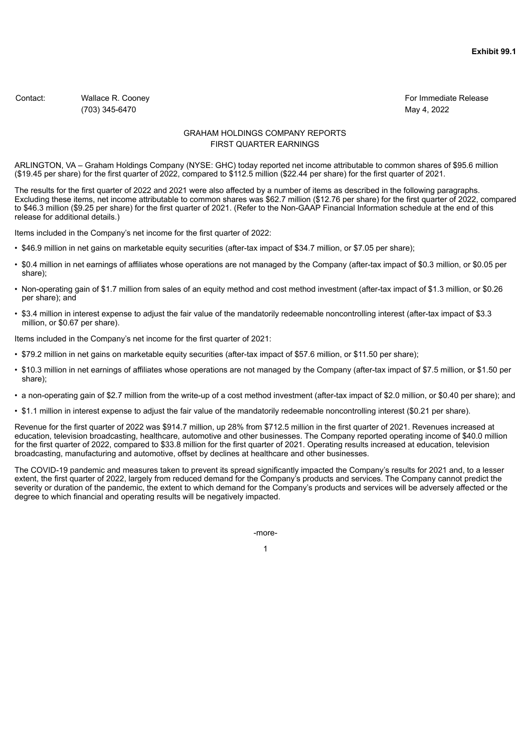**Exhibit 99.1**

Contact: Wallace R. Cooney
(703) 345-6470

For Immediate Release
May 4, 2022

# GRAHAM HOLDINGS COMPANY REPORTS FIRST QUARTER EARNINGS

ARLINGTON, VA – Graham Holdings Company (NYSE: GHC) today reported net income attributable to common shares of $95.6 million ($19.45 per share) for the first quarter of 2022, compared to $112.5 million ($22.44 per share) for the first quarter of 2021.

The results for the first quarter of 2022 and 2021 were also affected by a number of items as described in the following paragraphs. Excluding these items, net income attributable to common shares was $62.7 million ($12.76 per share) for the first quarter of 2022, compared to $46.3 million ($9.25 per share) for the first quarter of 2021. (Refer to the Non-GAAP Financial Information schedule at the end of this release for additional details.)

Items included in the Company's net income for the first quarter of 2022:

- $46.9 million in net gains on marketable equity securities (after-tax impact of $34.7 million, or $7.05 per share);
- $0.4 million in net earnings of affiliates whose operations are not managed by the Company (after-tax impact of $0.3 million, or $0.05 per share);
- Non-operating gain of $1.7 million from sales of an equity method and cost method investment (after-tax impact of $1.3 million, or $0.26 per share); and
- $3.4 million in interest expense to adjust the fair value of the mandatorily redeemable noncontrolling interest (after-tax impact of $3.3 million, or $0.67 per share).

Items included in the Company's net income for the first quarter of 2021:

- $79.2 million in net gains on marketable equity securities (after-tax impact of $57.6 million, or $11.50 per share);
- $10.3 million in net earnings of affiliates whose operations are not managed by the Company (after-tax impact of $7.5 million, or $1.50 per share);
- a non-operating gain of $2.7 million from the write-up of a cost method investment (after-tax impact of $2.0 million, or $0.40 per share); and
- $1.1 million in interest expense to adjust the fair value of the mandatorily redeemable noncontrolling interest ($0.21 per share).

Revenue for the first quarter of 2022 was $914.7 million, up 28% from $712.5 million in the first quarter of 2021. Revenues increased at education, television broadcasting, healthcare, automotive and other businesses. The Company reported operating income of $40.0 million for the first quarter of 2022, compared to $33.8 million for the first quarter of 2021. Operating results increased at education, television broadcasting, manufacturing and automotive, offset by declines at healthcare and other businesses.

The COVID-19 pandemic and measures taken to prevent its spread significantly impacted the Company's results for 2021 and, to a lesser extent, the first quarter of 2022, largely from reduced demand for the Company's products and services. The Company cannot predict the severity or duration of the pandemic, the extent to which demand for the Company's products and services will be adversely affected or the degree to which financial and operating results will be negatively impacted.

-more-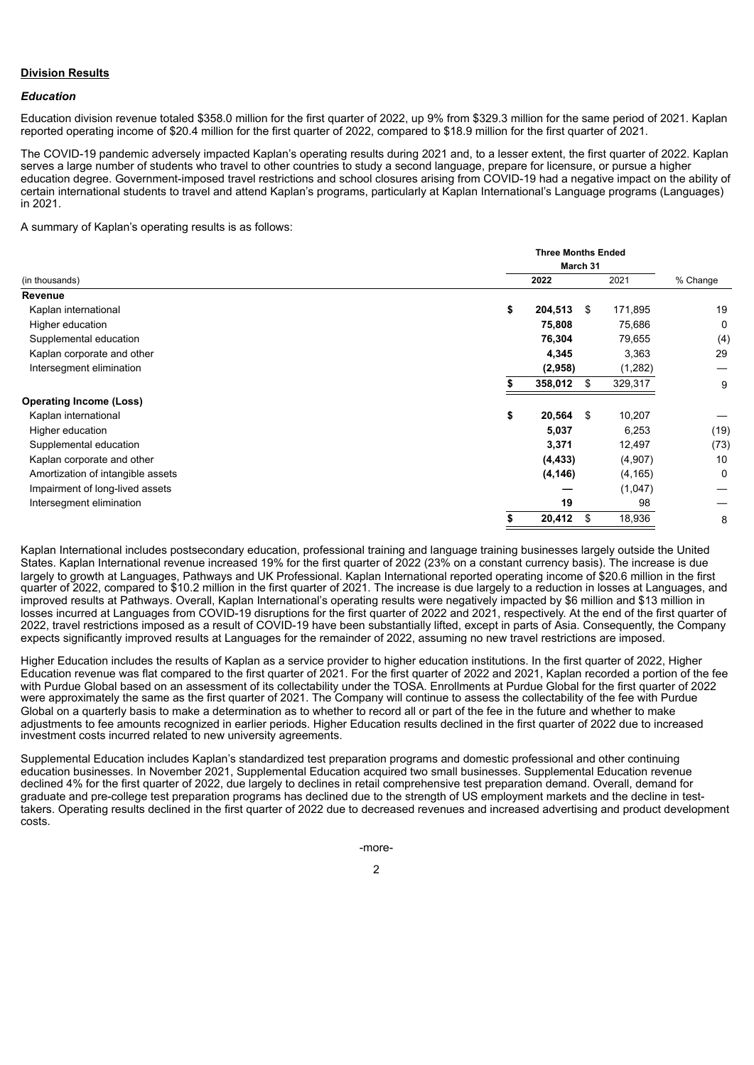**Division Results**

***Education***

Education division revenue totaled $358.0 million for the first quarter of 2022, up 9% from $329.3 million for the same period of 2021. Kaplan reported operating income of $20.4 million for the first quarter of 2022, compared to $18.9 million for the first quarter of 2021.

The COVID-19 pandemic adversely impacted Kaplan's operating results during 2021 and, to a lesser extent, the first quarter of 2022. Kaplan serves a large number of students who travel to other countries to study a second language, prepare for licensure, or pursue a higher education degree. Government-imposed travel restrictions and school closures arising from COVID-19 had a negative impact on the ability of certain international students to travel and attend Kaplan's programs, particularly at Kaplan International's Language programs (Languages) in 2021.

A summary of Kaplan's operating results is as follows:

| (in thousands) | Three Months Ended March 31 2022 | 2021 | % Change |
|---|---|---|---|
| **Revenue** | | | |
| Kaplan international | **$ 204,513** | $ 171,895 | 19 |
| Higher education | **75,808** | 75,686 | 0 |
| Supplemental education | **76,304** | 79,655 | (4) |
| Kaplan corporate and other | **4,345** | 3,363 | 29 |
| Intersegment elimination | **(2,958)** | (1,282) | — |
| | **$ 358,012** | $ 329,317 | 9 |
| **Operating Income (Loss)** | | | |
| Kaplan international | **$ 20,564** | $ 10,207 | — |
| Higher education | **5,037** | 6,253 | (19) |
| Supplemental education | **3,371** | 12,497 | (73) |
| Kaplan corporate and other | **(4,433)** | (4,907) | 10 |
| Amortization of intangible assets | **(4,146)** | (4,165) | 0 |
| Impairment of long-lived assets | **—** | (1,047) | — |
| Intersegment elimination | **19** | 98 | — |
| | **$ 20,412** | $ 18,936 | 8 |

Kaplan International includes postsecondary education, professional training and language training businesses largely outside the United States. Kaplan International revenue increased 19% for the first quarter of 2022 (23% on a constant currency basis). The increase is due largely to growth at Languages, Pathways and UK Professional. Kaplan International reported operating income of $20.6 million in the first quarter of 2022, compared to $10.2 million in the first quarter of 2021. The increase is due largely to a reduction in losses at Languages, and improved results at Pathways. Overall, Kaplan International's operating results were negatively impacted by $6 million and $13 million in losses incurred at Languages from COVID-19 disruptions for the first quarter of 2022 and 2021, respectively. At the end of the first quarter of 2022, travel restrictions imposed as a result of COVID-19 have been substantially lifted, except in parts of Asia. Consequently, the Company expects significantly improved results at Languages for the remainder of 2022, assuming no new travel restrictions are imposed.

Higher Education includes the results of Kaplan as a service provider to higher education institutions. In the first quarter of 2022, Higher Education revenue was flat compared to the first quarter of 2021. For the first quarter of 2022 and 2021, Kaplan recorded a portion of the fee with Purdue Global based on an assessment of its collectability under the TOSA. Enrollments at Purdue Global for the first quarter of 2022 were approximately the same as the first quarter of 2021. The Company will continue to assess the collectability of the fee with Purdue Global on a quarterly basis to make a determination as to whether to record all or part of the fee in the future and whether to make adjustments to fee amounts recognized in earlier periods. Higher Education results declined in the first quarter of 2022 due to increased investment costs incurred related to new university agreements.

Supplemental Education includes Kaplan's standardized test preparation programs and domestic professional and other continuing education businesses. In November 2021, Supplemental Education acquired two small businesses. Supplemental Education revenue declined 4% for the first quarter of 2022, due largely to declines in retail comprehensive test preparation demand. Overall, demand for graduate and pre-college test preparation programs has declined due to the strength of US employment markets and the decline in test-takers. Operating results declined in the first quarter of 2022 due to decreased revenues and increased advertising and product development costs.

-more-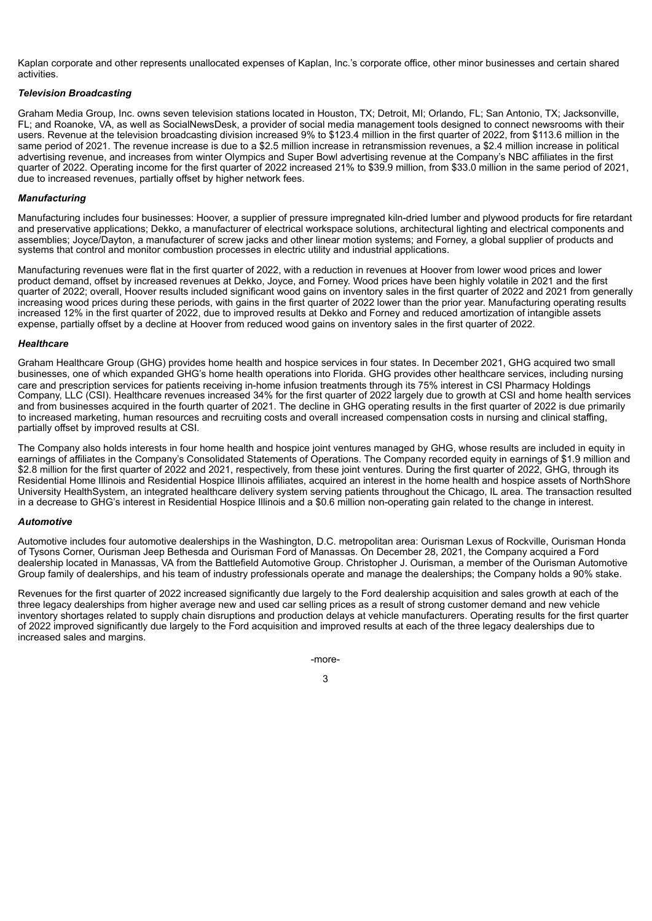Kaplan corporate and other represents unallocated expenses of Kaplan, Inc.'s corporate office, other minor businesses and certain shared activities.

### *Television Broadcasting*

Graham Media Group, Inc. owns seven television stations located in Houston, TX; Detroit, MI; Orlando, FL; San Antonio, TX; Jacksonville, FL; and Roanoke, VA, as well as SocialNewsDesk, a provider of social media management tools designed to connect newsrooms with their users. Revenue at the television broadcasting division increased 9% to $123.4 million in the first quarter of 2022, from $113.6 million in the same period of 2021. The revenue increase is due to a $2.5 million increase in retransmission revenues, a $2.4 million increase in political advertising revenue, and increases from winter Olympics and Super Bowl advertising revenue at the Company's NBC affiliates in the first quarter of 2022. Operating income for the first quarter of 2022 increased 21% to $39.9 million, from $33.0 million in the same period of 2021, due to increased revenues, partially offset by higher network fees.

### *Manufacturing*

Manufacturing includes four businesses: Hoover, a supplier of pressure impregnated kiln-dried lumber and plywood products for fire retardant and preservative applications; Dekko, a manufacturer of electrical workspace solutions, architectural lighting and electrical components and assemblies; Joyce/Dayton, a manufacturer of screw jacks and other linear motion systems; and Forney, a global supplier of products and systems that control and monitor combustion processes in electric utility and industrial applications.

Manufacturing revenues were flat in the first quarter of 2022, with a reduction in revenues at Hoover from lower wood prices and lower product demand, offset by increased revenues at Dekko, Joyce, and Forney. Wood prices have been highly volatile in 2021 and the first quarter of 2022; overall, Hoover results included significant wood gains on inventory sales in the first quarter of 2022 and 2021 from generally increasing wood prices during these periods, with gains in the first quarter of 2022 lower than the prior year. Manufacturing operating results increased 12% in the first quarter of 2022, due to improved results at Dekko and Forney and reduced amortization of intangible assets expense, partially offset by a decline at Hoover from reduced wood gains on inventory sales in the first quarter of 2022.

### *Healthcare*

Graham Healthcare Group (GHG) provides home health and hospice services in four states. In December 2021, GHG acquired two small businesses, one of which expanded GHG's home health operations into Florida. GHG provides other healthcare services, including nursing care and prescription services for patients receiving in-home infusion treatments through its 75% interest in CSI Pharmacy Holdings Company, LLC (CSI). Healthcare revenues increased 34% for the first quarter of 2022 largely due to growth at CSI and home health services and from businesses acquired in the fourth quarter of 2021. The decline in GHG operating results in the first quarter of 2022 is due primarily to increased marketing, human resources and recruiting costs and overall increased compensation costs in nursing and clinical staffing, partially offset by improved results at CSI.

The Company also holds interests in four home health and hospice joint ventures managed by GHG, whose results are included in equity in earnings of affiliates in the Company's Consolidated Statements of Operations. The Company recorded equity in earnings of $1.9 million and $2.8 million for the first quarter of 2022 and 2021, respectively, from these joint ventures. During the first quarter of 2022, GHG, through its Residential Home Illinois and Residential Hospice Illinois affiliates, acquired an interest in the home health and hospice assets of NorthShore University HealthSystem, an integrated healthcare delivery system serving patients throughout the Chicago, IL area. The transaction resulted in a decrease to GHG's interest in Residential Hospice Illinois and a $0.6 million non-operating gain related to the change in interest.

### *Automotive*

Automotive includes four automotive dealerships in the Washington, D.C. metropolitan area: Ourisman Lexus of Rockville, Ourisman Honda of Tysons Corner, Ourisman Jeep Bethesda and Ourisman Ford of Manassas. On December 28, 2021, the Company acquired a Ford dealership located in Manassas, VA from the Battlefield Automotive Group. Christopher J. Ourisman, a member of the Ourisman Automotive Group family of dealerships, and his team of industry professionals operate and manage the dealerships; the Company holds a 90% stake.

Revenues for the first quarter of 2022 increased significantly due largely to the Ford dealership acquisition and sales growth at each of the three legacy dealerships from higher average new and used car selling prices as a result of strong customer demand and new vehicle inventory shortages related to supply chain disruptions and production delays at vehicle manufacturers. Operating results for the first quarter of 2022 improved significantly due largely to the Ford acquisition and improved results at each of the three legacy dealerships due to increased sales and margins.

-more-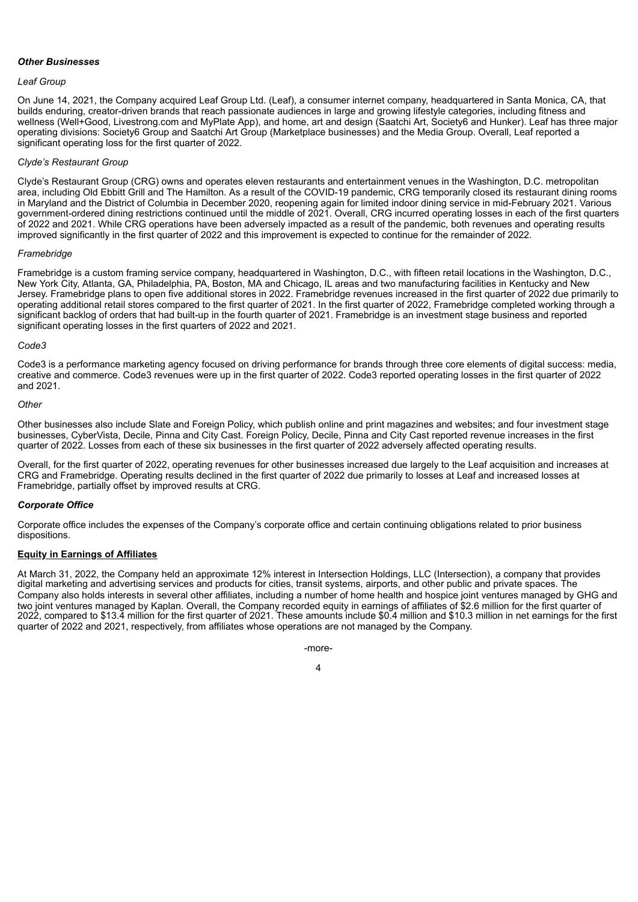### *Other Businesses*

*Leaf Group*

On June 14, 2021, the Company acquired Leaf Group Ltd. (Leaf), a consumer internet company, headquartered in Santa Monica, CA, that builds enduring, creator-driven brands that reach passionate audiences in large and growing lifestyle categories, including fitness and wellness (Well+Good, Livestrong.com and MyPlate App), and home, art and design (Saatchi Art, Society6 and Hunker). Leaf has three major operating divisions: Society6 Group and Saatchi Art Group (Marketplace businesses) and the Media Group. Overall, Leaf reported a significant operating loss for the first quarter of 2022.

*Clyde's Restaurant Group*

Clyde's Restaurant Group (CRG) owns and operates eleven restaurants and entertainment venues in the Washington, D.C. metropolitan area, including Old Ebbitt Grill and The Hamilton. As a result of the COVID-19 pandemic, CRG temporarily closed its restaurant dining rooms in Maryland and the District of Columbia in December 2020, reopening again for limited indoor dining service in mid-February 2021. Various government-ordered dining restrictions continued until the middle of 2021. Overall, CRG incurred operating losses in each of the first quarters of 2022 and 2021. While CRG operations have been adversely impacted as a result of the pandemic, both revenues and operating results improved significantly in the first quarter of 2022 and this improvement is expected to continue for the remainder of 2022.

*Framebridge*

Framebridge is a custom framing service company, headquartered in Washington, D.C., with fifteen retail locations in the Washington, D.C., New York City, Atlanta, GA, Philadelphia, PA, Boston, MA and Chicago, IL areas and two manufacturing facilities in Kentucky and New Jersey. Framebridge plans to open five additional stores in 2022. Framebridge revenues increased in the first quarter of 2022 due primarily to operating additional retail stores compared to the first quarter of 2021. In the first quarter of 2022, Framebridge completed working through a significant backlog of orders that had built-up in the fourth quarter of 2021. Framebridge is an investment stage business and reported significant operating losses in the first quarters of 2022 and 2021.

*Code3*

Code3 is a performance marketing agency focused on driving performance for brands through three core elements of digital success: media, creative and commerce. Code3 revenues were up in the first quarter of 2022. Code3 reported operating losses in the first quarter of 2022 and 2021.

*Other*

Other businesses also include Slate and Foreign Policy, which publish online and print magazines and websites; and four investment stage businesses, CyberVista, Decile, Pinna and City Cast. Foreign Policy, Decile, Pinna and City Cast reported revenue increases in the first quarter of 2022. Losses from each of these six businesses in the first quarter of 2022 adversely affected operating results.

Overall, for the first quarter of 2022, operating revenues for other businesses increased due largely to the Leaf acquisition and increases at CRG and Framebridge. Operating results declined in the first quarter of 2022 due primarily to losses at Leaf and increased losses at Framebridge, partially offset by improved results at CRG.

### *Corporate Office*

Corporate office includes the expenses of the Company's corporate office and certain continuing obligations related to prior business dispositions.

## **Equity in Earnings of Affiliates**

At March 31, 2022, the Company held an approximate 12% interest in Intersection Holdings, LLC (Intersection), a company that provides digital marketing and advertising services and products for cities, transit systems, airports, and other public and private spaces. The Company also holds interests in several other affiliates, including a number of home health and hospice joint ventures managed by GHG and two joint ventures managed by Kaplan. Overall, the Company recorded equity in earnings of affiliates of $2.6 million for the first quarter of 2022, compared to $13.4 million for the first quarter of 2021. These amounts include $0.4 million and $10.3 million in net earnings for the first quarter of 2022 and 2021, respectively, from affiliates whose operations are not managed by the Company.

-more-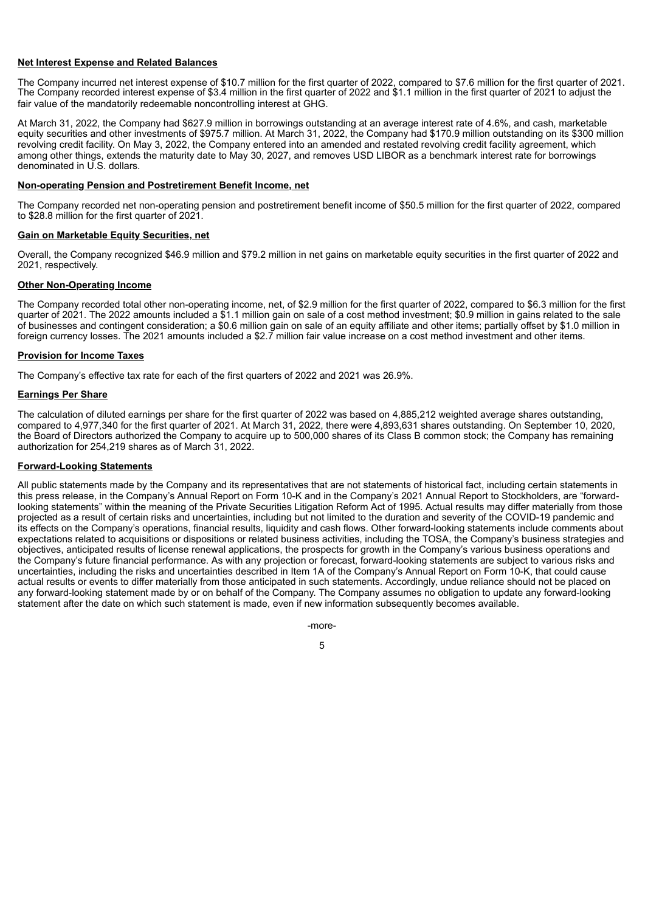**Net Interest Expense and Related Balances**

The Company incurred net interest expense of $10.7 million for the first quarter of 2022, compared to $7.6 million for the first quarter of 2021. The Company recorded interest expense of $3.4 million in the first quarter of 2022 and $1.1 million in the first quarter of 2021 to adjust the fair value of the mandatorily redeemable noncontrolling interest at GHG.

At March 31, 2022, the Company had $627.9 million in borrowings outstanding at an average interest rate of 4.6%, and cash, marketable equity securities and other investments of $975.7 million. At March 31, 2022, the Company had $170.9 million outstanding on its $300 million revolving credit facility. On May 3, 2022, the Company entered into an amended and restated revolving credit facility agreement, which among other things, extends the maturity date to May 30, 2027, and removes USD LIBOR as a benchmark interest rate for borrowings denominated in U.S. dollars.

**Non-operating Pension and Postretirement Benefit Income, net**

The Company recorded net non-operating pension and postretirement benefit income of $50.5 million for the first quarter of 2022, compared to $28.8 million for the first quarter of 2021.

**Gain on Marketable Equity Securities, net**

Overall, the Company recognized $46.9 million and $79.2 million in net gains on marketable equity securities in the first quarter of 2022 and 2021, respectively.

**Other Non-Operating Income**

The Company recorded total other non-operating income, net, of $2.9 million for the first quarter of 2022, compared to $6.3 million for the first quarter of 2021. The 2022 amounts included a $1.1 million gain on sale of a cost method investment; $0.9 million in gains related to the sale of businesses and contingent consideration; a $0.6 million gain on sale of an equity affiliate and other items; partially offset by $1.0 million in foreign currency losses. The 2021 amounts included a $2.7 million fair value increase on a cost method investment and other items.

**Provision for Income Taxes**

The Company's effective tax rate for each of the first quarters of 2022 and 2021 was 26.9%.

**Earnings Per Share**

The calculation of diluted earnings per share for the first quarter of 2022 was based on 4,885,212 weighted average shares outstanding, compared to 4,977,340 for the first quarter of 2021. At March 31, 2022, there were 4,893,631 shares outstanding. On September 10, 2020, the Board of Directors authorized the Company to acquire up to 500,000 shares of its Class B common stock; the Company has remaining authorization for 254,219 shares as of March 31, 2022.

**Forward-Looking Statements**

All public statements made by the Company and its representatives that are not statements of historical fact, including certain statements in this press release, in the Company's Annual Report on Form 10-K and in the Company's 2021 Annual Report to Stockholders, are "forward-looking statements" within the meaning of the Private Securities Litigation Reform Act of 1995. Actual results may differ materially from those projected as a result of certain risks and uncertainties, including but not limited to the duration and severity of the COVID-19 pandemic and its effects on the Company's operations, financial results, liquidity and cash flows. Other forward-looking statements include comments about expectations related to acquisitions or dispositions or related business activities, including the TOSA, the Company's business strategies and objectives, anticipated results of license renewal applications, the prospects for growth in the Company's various business operations and the Company's future financial performance. As with any projection or forecast, forward-looking statements are subject to various risks and uncertainties, including the risks and uncertainties described in Item 1A of the Company's Annual Report on Form 10-K, that could cause actual results or events to differ materially from those anticipated in such statements. Accordingly, undue reliance should not be placed on any forward-looking statement made by or on behalf of the Company. The Company assumes no obligation to update any forward-looking statement after the date on which such statement is made, even if new information subsequently becomes available.

-more-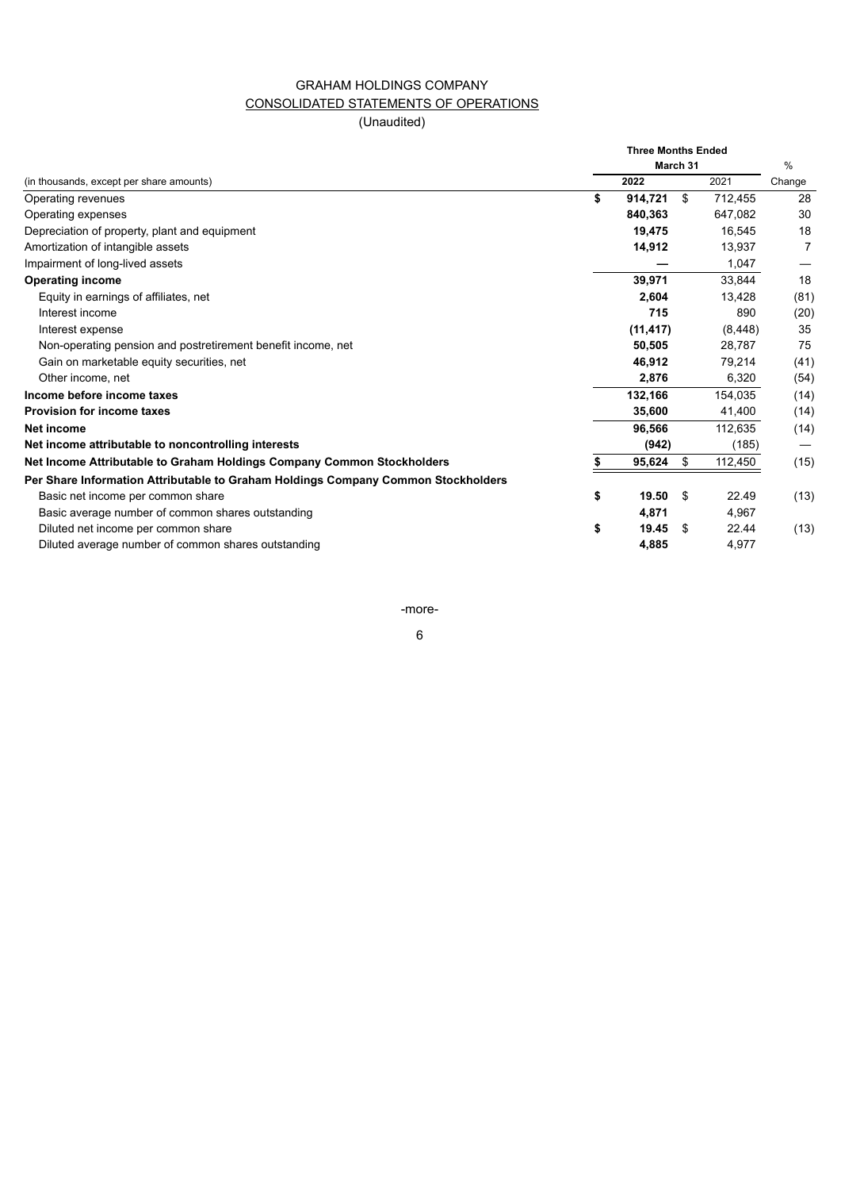# GRAHAM HOLDINGS COMPANY

## CONSOLIDATED STATEMENTS OF OPERATIONS

(Unaudited)

| (in thousands, except per share amounts) | Three Months Ended March 31 2022 | 2021 | % Change |
|---|---|---|---|
| Operating revenues | $ 914,721 | $ 712,455 | 28 |
| Operating expenses | 840,363 | 647,082 | 30 |
| Depreciation of property, plant and equipment | 19,475 | 16,545 | 18 |
| Amortization of intangible assets | 14,912 | 13,937 | 7 |
| Impairment of long-lived assets | — | 1,047 | — |
| **Operating income** | 39,971 | 33,844 | 18 |
| Equity in earnings of affiliates, net | 2,604 | 13,428 | (81) |
| Interest income | 715 | 890 | (20) |
| Interest expense | (11,417) | (8,448) | 35 |
| Non-operating pension and postretirement benefit income, net | 50,505 | 28,787 | 75 |
| Gain on marketable equity securities, net | 46,912 | 79,214 | (41) |
| Other income, net | 2,876 | 6,320 | (54) |
| **Income before income taxes** | 132,166 | 154,035 | (14) |
| **Provision for income taxes** | 35,600 | 41,400 | (14) |
| **Net income** | 96,566 | 112,635 | (14) |
| **Net income attributable to noncontrolling interests** | (942) | (185) | — |
| **Net Income Attributable to Graham Holdings Company Common Stockholders** | $ 95,624 | $ 112,450 | (15) |
| **Per Share Information Attributable to Graham Holdings Company Common Stockholders** | | | |
| Basic net income per common share | $ 19.50 | $ 22.49 | (13) |
| Basic average number of common shares outstanding | 4,871 | 4,967 | |
| Diluted net income per common share | $ 19.45 | $ 22.44 | (13) |
| Diluted average number of common shares outstanding | 4,885 | 4,977 | |

-more-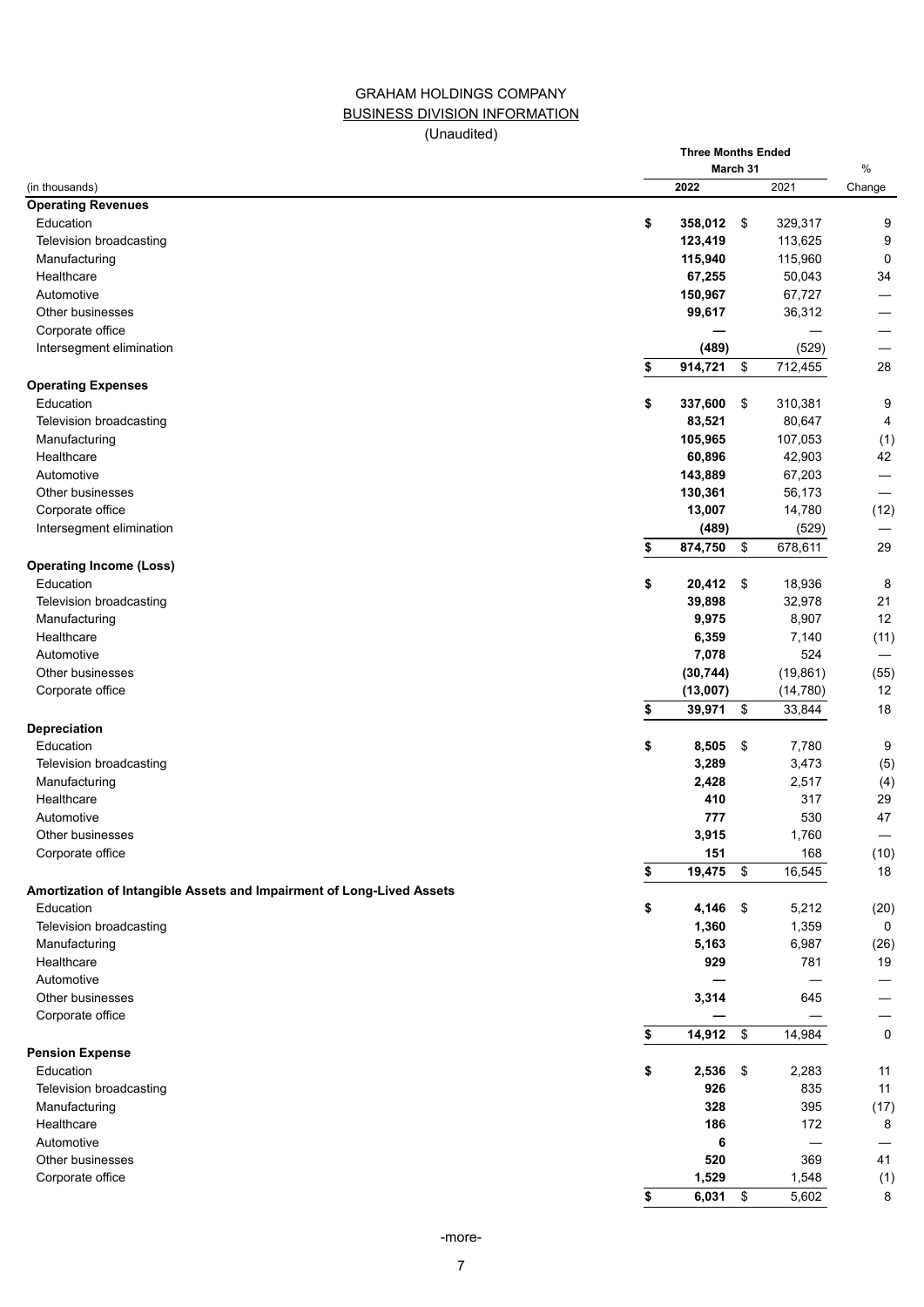# GRAHAM HOLDINGS COMPANY

## BUSINESS DIVISION INFORMATION

(Unaudited)

| (in thousands) | Three Months Ended March 31 2022 | 2021 | % Change |
|---|---|---|---|
| **Operating Revenues** | | | |
| Education | **$ 358,012** | $ 329,317 | 9 |
| Television broadcasting | **123,419** | 113,625 | 9 |
| Manufacturing | **115,940** | 115,960 | 0 |
| Healthcare | **67,255** | 50,043 | 34 |
| Automotive | **150,967** | 67,727 | — |
| Other businesses | **99,617** | 36,312 | — |
| Corporate office | **—** | — | — |
| Intersegment elimination | **(489)** | (529) | — |
| | **$ 914,721** | $ 712,455 | 28 |
| **Operating Expenses** | | | |
| Education | **$ 337,600** | $ 310,381 | 9 |
| Television broadcasting | **83,521** | 80,647 | 4 |
| Manufacturing | **105,965** | 107,053 | (1) |
| Healthcare | **60,896** | 42,903 | 42 |
| Automotive | **143,889** | 67,203 | — |
| Other businesses | **130,361** | 56,173 | — |
| Corporate office | **13,007** | 14,780 | (12) |
| Intersegment elimination | **(489)** | (529) | — |
| | **$ 874,750** | $ 678,611 | 29 |
| **Operating Income (Loss)** | | | |
| Education | **$ 20,412** | $ 18,936 | 8 |
| Television broadcasting | **39,898** | 32,978 | 21 |
| Manufacturing | **9,975** | 8,907 | 12 |
| Healthcare | **6,359** | 7,140 | (11) |
| Automotive | **7,078** | 524 | — |
| Other businesses | **(30,744)** | (19,861) | (55) |
| Corporate office | **(13,007)** | (14,780) | 12 |
| | **$ 39,971** | $ 33,844 | 18 |
| **Depreciation** | | | |
| Education | **$ 8,505** | $ 7,780 | 9 |
| Television broadcasting | **3,289** | 3,473 | (5) |
| Manufacturing | **2,428** | 2,517 | (4) |
| Healthcare | **410** | 317 | 29 |
| Automotive | **777** | 530 | 47 |
| Other businesses | **3,915** | 1,760 | — |
| Corporate office | **151** | 168 | (10) |
| | **$ 19,475** | $ 16,545 | 18 |
| **Amortization of Intangible Assets and Impairment of Long-Lived Assets** | | | |
| Education | **$ 4,146** | $ 5,212 | (20) |
| Television broadcasting | **1,360** | 1,359 | 0 |
| Manufacturing | **5,163** | 6,987 | (26) |
| Healthcare | **929** | 781 | 19 |
| Automotive | **—** | — | — |
| Other businesses | **3,314** | 645 | — |
| Corporate office | **—** | — | — |
| | **$ 14,912** | $ 14,984 | 0 |
| **Pension Expense** | | | |
| Education | **$ 2,536** | $ 2,283 | 11 |
| Television broadcasting | **926** | 835 | 11 |
| Manufacturing | **328** | 395 | (17) |
| Healthcare | **186** | 172 | 8 |
| Automotive | **6** | — | — |
| Other businesses | **520** | 369 | 41 |
| Corporate office | **1,529** | 1,548 | (1) |
| | **$ 6,031** | $ 5,602 | 8 |

-more-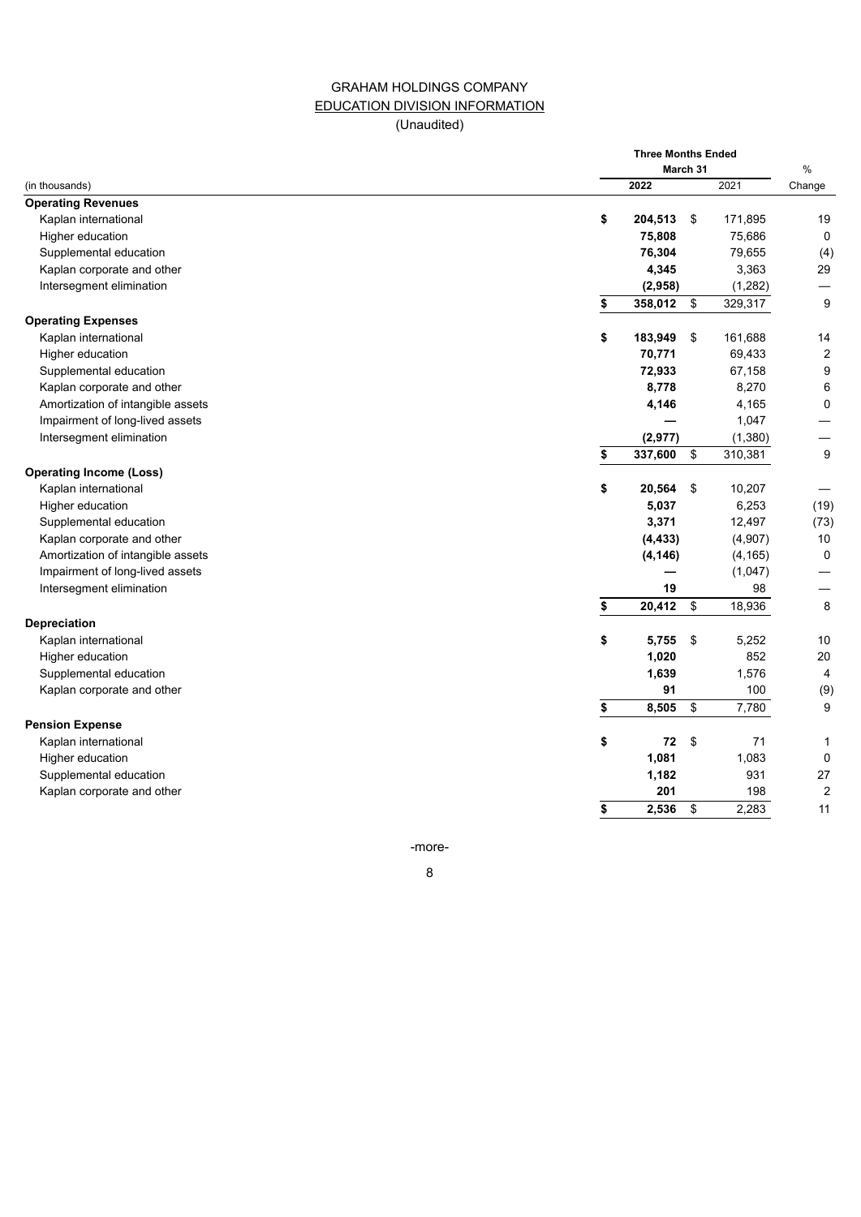# GRAHAM HOLDINGS COMPANY

## EDUCATION DIVISION INFORMATION

(Unaudited)

| (in thousands) | Three Months Ended March 31 2022 | 2021 | % Change |
|---|---|---|---|
| **Operating Revenues** | | | |
| Kaplan international | **$ 204,513** | $ 171,895 | 19 |
| Higher education | **75,808** | 75,686 | 0 |
| Supplemental education | **76,304** | 79,655 | (4) |
| Kaplan corporate and other | **4,345** | 3,363 | 29 |
| Intersegment elimination | **(2,958)** | (1,282) | — |
| | **$ 358,012** | $ 329,317 | 9 |
| **Operating Expenses** | | | |
| Kaplan international | **$ 183,949** | $ 161,688 | 14 |
| Higher education | **70,771** | 69,433 | 2 |
| Supplemental education | **72,933** | 67,158 | 9 |
| Kaplan corporate and other | **8,778** | 8,270 | 6 |
| Amortization of intangible assets | **4,146** | 4,165 | 0 |
| Impairment of long-lived assets | **—** | 1,047 | — |
| Intersegment elimination | **(2,977)** | (1,380) | — |
| | **$ 337,600** | $ 310,381 | 9 |
| **Operating Income (Loss)** | | | |
| Kaplan international | **$ 20,564** | $ 10,207 | — |
| Higher education | **5,037** | 6,253 | (19) |
| Supplemental education | **3,371** | 12,497 | (73) |
| Kaplan corporate and other | **(4,433)** | (4,907) | 10 |
| Amortization of intangible assets | **(4,146)** | (4,165) | 0 |
| Impairment of long-lived assets | **—** | (1,047) | — |
| Intersegment elimination | **19** | 98 | — |
| | **$ 20,412** | $ 18,936 | 8 |
| **Depreciation** | | | |
| Kaplan international | **$ 5,755** | $ 5,252 | 10 |
| Higher education | **1,020** | 852 | 20 |
| Supplemental education | **1,639** | 1,576 | 4 |
| Kaplan corporate and other | **91** | 100 | (9) |
| | **$ 8,505** | $ 7,780 | 9 |
| **Pension Expense** | | | |
| Kaplan international | **$ 72** | $ 71 | 1 |
| Higher education | **1,081** | 1,083 | 0 |
| Supplemental education | **1,182** | 931 | 27 |
| Kaplan corporate and other | **201** | 198 | 2 |
| | **$ 2,536** | $ 2,283 | 11 |

-more-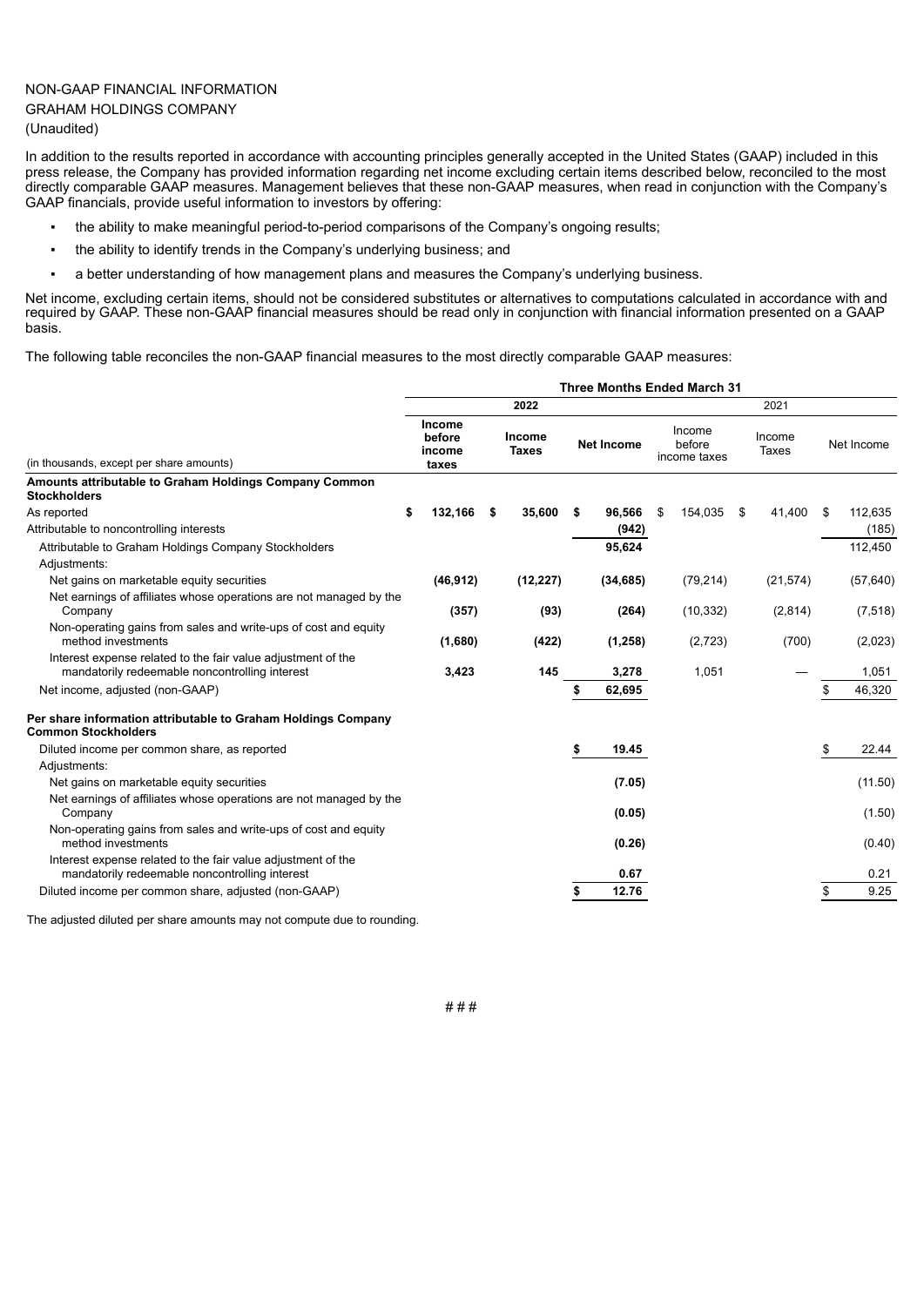NON-GAAP FINANCIAL INFORMATION

GRAHAM HOLDINGS COMPANY

(Unaudited)

In addition to the results reported in accordance with accounting principles generally accepted in the United States (GAAP) included in this press release, the Company has provided information regarding net income excluding certain items described below, reconciled to the most directly comparable GAAP measures. Management believes that these non-GAAP measures, when read in conjunction with the Company's GAAP financials, provide useful information to investors by offering:

- the ability to make meaningful period-to-period comparisons of the Company's ongoing results;
- the ability to identify trends in the Company's underlying business; and
- a better understanding of how management plans and measures the Company's underlying business.

Net income, excluding certain items, should not be considered substitutes or alternatives to computations calculated in accordance with and required by GAAP. These non-GAAP financial measures should be read only in conjunction with financial information presented on a GAAP basis.

The following table reconciles the non-GAAP financial measures to the most directly comparable GAAP measures:

| | Three Months Ended March 31 | | | | | |
|---|---|---|---|---|---|---|
| | **2022** | | | 2021 | | |
| (in thousands, except per share amounts) | **Income before income taxes** | **Income Taxes** | **Net Income** | Income before income taxes | Income Taxes | Net Income |
| **Amounts attributable to Graham Holdings Company Common Stockholders** | | | | | | |
| As reported | **$ 132,166** | **$ 35,600** | **$ 96,566** | $ 154,035 | $ 41,400 | $ 112,635 |
| Attributable to noncontrolling interests | | | **(942)** | | | (185) |
| Attributable to Graham Holdings Company Stockholders | | | **95,624** | | | 112,450 |
| Adjustments: | | | | | | |
| Net gains on marketable equity securities | **(46,912)** | **(12,227)** | **(34,685)** | (79,214) | (21,574) | (57,640) |
| Net earnings of affiliates whose operations are not managed by the Company | **(357)** | **(93)** | **(264)** | (10,332) | (2,814) | (7,518) |
| Non-operating gains from sales and write-ups of cost and equity method investments | **(1,680)** | **(422)** | **(1,258)** | (2,723) | (700) | (2,023) |
| Interest expense related to the fair value adjustment of the mandatorily redeemable noncontrolling interest | **3,423** | **145** | **3,278** | 1,051 | — | 1,051 |
| Net income, adjusted (non-GAAP) | | | **$ 62,695** | | | $ 46,320 |
| **Per share information attributable to Graham Holdings Company Common Stockholders** | | | | | | |
| Diluted income per common share, as reported | | | **$ 19.45** | | | $ 22.44 |
| Adjustments: | | | | | | |
| Net gains on marketable equity securities | | | **(7.05)** | | | (11.50) |
| Net earnings of affiliates whose operations are not managed by the Company | | | **(0.05)** | | | (1.50) |
| Non-operating gains from sales and write-ups of cost and equity method investments | | | **(0.26)** | | | (0.40) |
| Interest expense related to the fair value adjustment of the mandatorily redeemable noncontrolling interest | | | **0.67** | | | 0.21 |
| Diluted income per common share, adjusted (non-GAAP) | | | **$ 12.76** | | | $ 9.25 |

The adjusted diluted per share amounts may not compute due to rounding.

# # #